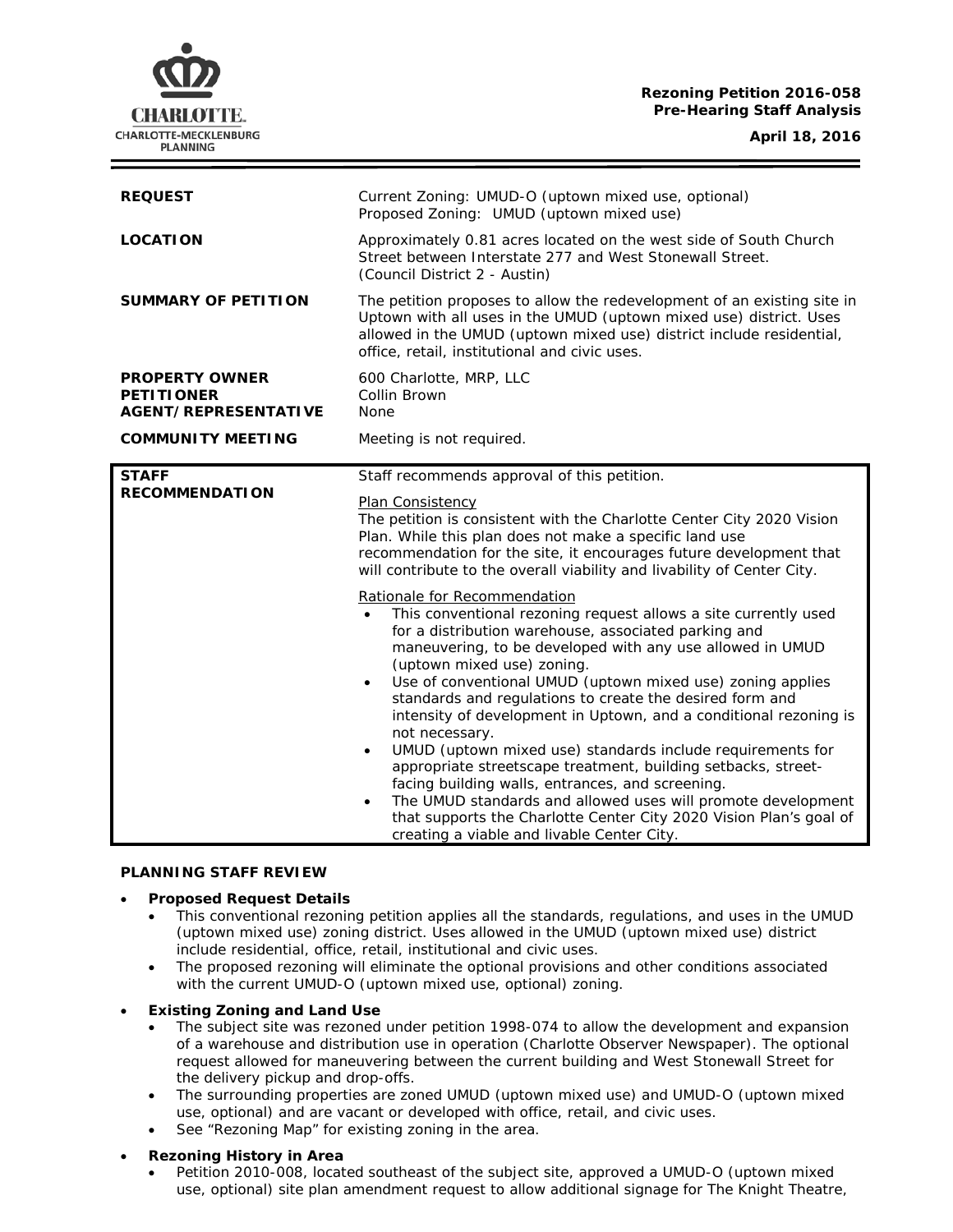**Rezoning Petition 2016-058**
**Pre-Hearing Staff Analysis**

**April 18, 2016**

| | |
|---|---|
| **REQUEST** | Current Zoning: UMUD-O (uptown mixed use, optional)<br>Proposed Zoning: UMUD (uptown mixed use) |
| **LOCATION** | Approximately 0.81 acres located on the west side of South Church Street between Interstate 277 and West Stonewall Street.<br>(Council District 2 - Austin) |
| **SUMMARY OF PETITION** | The petition proposes to allow the redevelopment of an existing site in Uptown with all uses in the UMUD (uptown mixed use) district. Uses allowed in the UMUD (uptown mixed use) district include residential, office, retail, institutional and civic uses. |
| **PROPERTY OWNER**<br>**PETITIONER**<br>**AGENT/REPRESENTATIVE** | 600 Charlotte, MRP, LLC<br>Collin Brown<br>None |
| **COMMUNITY MEETING** | Meeting is not required. |

**STAFF RECOMMENDATION**

Staff recommends approval of this petition.

Plan Consistency
The petition is consistent with the Charlotte Center City 2020 Vision Plan. While this plan does not make a specific land use recommendation for the site, it encourages future development that will contribute to the overall viability and livability of Center City.

Rationale for Recommendation
- This conventional rezoning request allows a site currently used for a distribution warehouse, associated parking and maneuvering, to be developed with any use allowed in UMUD (uptown mixed use) zoning.
- Use of conventional UMUD (uptown mixed use) zoning applies standards and regulations to create the desired form and intensity of development in Uptown, and a conditional rezoning is not necessary.
- UMUD (uptown mixed use) standards include requirements for appropriate streetscape treatment, building setbacks, street-facing building walls, entrances, and screening.
- The UMUD standards and allowed uses will promote development that supports the Charlotte Center City 2020 Vision Plan's goal of creating a viable and livable Center City.

**PLANNING STAFF REVIEW**

- **Proposed Request Details**
  - This conventional rezoning petition applies all the standards, regulations, and uses in the UMUD (uptown mixed use) zoning district. Uses allowed in the UMUD (uptown mixed use) district include residential, office, retail, institutional and civic uses.
  - The proposed rezoning will eliminate the optional provisions and other conditions associated with the current UMUD-O (uptown mixed use, optional) zoning.
- **Existing Zoning and Land Use**
  - The subject site was rezoned under petition 1998-074 to allow the development and expansion of a warehouse and distribution use in operation (Charlotte Observer Newspaper). The optional request allowed for maneuvering between the current building and West Stonewall Street for the delivery pickup and drop-offs.
  - The surrounding properties are zoned UMUD (uptown mixed use) and UMUD-O (uptown mixed use, optional) and are vacant or developed with office, retail, and civic uses.
  - See "Rezoning Map" for existing zoning in the area.
- **Rezoning History in Area**
  - Petition 2010-008, located southeast of the subject site, approved a UMUD-O (uptown mixed use, optional) site plan amendment request to allow additional signage for The Knight Theatre,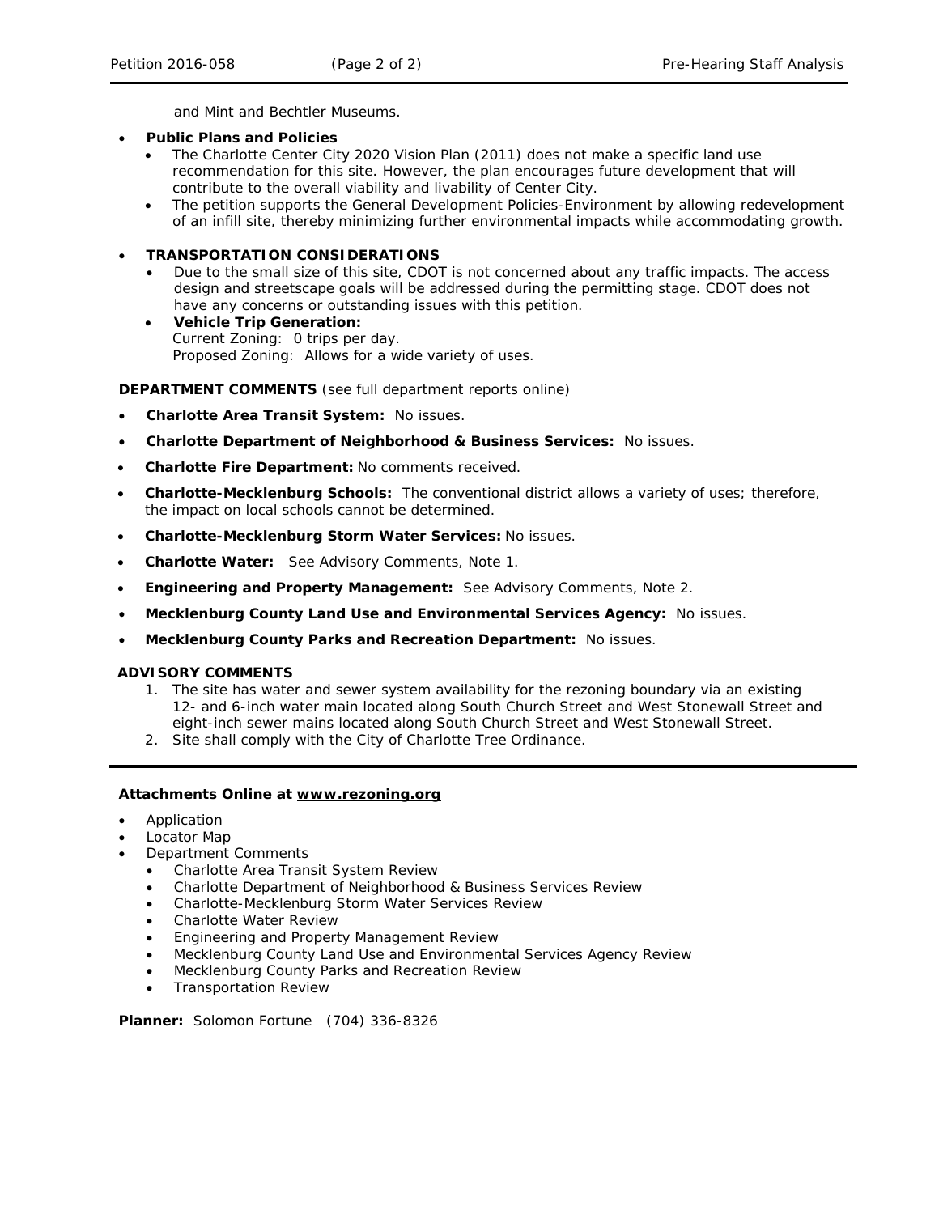and Mint and Bechtler Museums.

- **Public Plans and Policies**
  - The Charlotte Center City 2020 Vision Plan (2011) does not make a specific land use recommendation for this site. However, the plan encourages future development that will contribute to the overall viability and livability of Center City.
  - The petition supports the General Development Policies-Environment by allowing redevelopment of an infill site, thereby minimizing further environmental impacts while accommodating growth.

- **TRANSPORTATION CONSIDERATIONS**
  - Due to the small size of this site, CDOT is not concerned about any traffic impacts. The access design and streetscape goals will be addressed during the permitting stage. CDOT does not have any concerns or outstanding issues with this petition.
  - **Vehicle Trip Generation:**
    Current Zoning: 0 trips per day.
    Proposed Zoning: Allows for a wide variety of uses.

**DEPARTMENT COMMENTS** (see full department reports online)

- **Charlotte Area Transit System:** No issues.
- **Charlotte Department of Neighborhood & Business Services:** No issues.
- **Charlotte Fire Department:** No comments received.
- **Charlotte-Mecklenburg Schools:** The conventional district allows a variety of uses; therefore, the impact on local schools cannot be determined.
- **Charlotte-Mecklenburg Storm Water Services:** No issues.
- **Charlotte Water:** See Advisory Comments, Note 1.
- **Engineering and Property Management:** See Advisory Comments, Note 2.
- **Mecklenburg County Land Use and Environmental Services Agency:** No issues.
- **Mecklenburg County Parks and Recreation Department:** No issues.

**ADVISORY COMMENTS**

1. The site has water and sewer system availability for the rezoning boundary via an existing 12- and 6-inch water main located along South Church Street and West Stonewall Street and eight-inch sewer mains located along South Church Street and West Stonewall Street.
2. Site shall comply with the City of Charlotte Tree Ordinance.

---

**Attachments Online at [www.rezoning.org](www.rezoning.org)**

- Application
- Locator Map
- Department Comments
  - Charlotte Area Transit System Review
  - Charlotte Department of Neighborhood & Business Services Review
  - Charlotte-Mecklenburg Storm Water Services Review
  - Charlotte Water Review
  - Engineering and Property Management Review
  - Mecklenburg County Land Use and Environmental Services Agency Review
  - Mecklenburg County Parks and Recreation Review
  - Transportation Review

**Planner:** Solomon Fortune (704) 336-8326